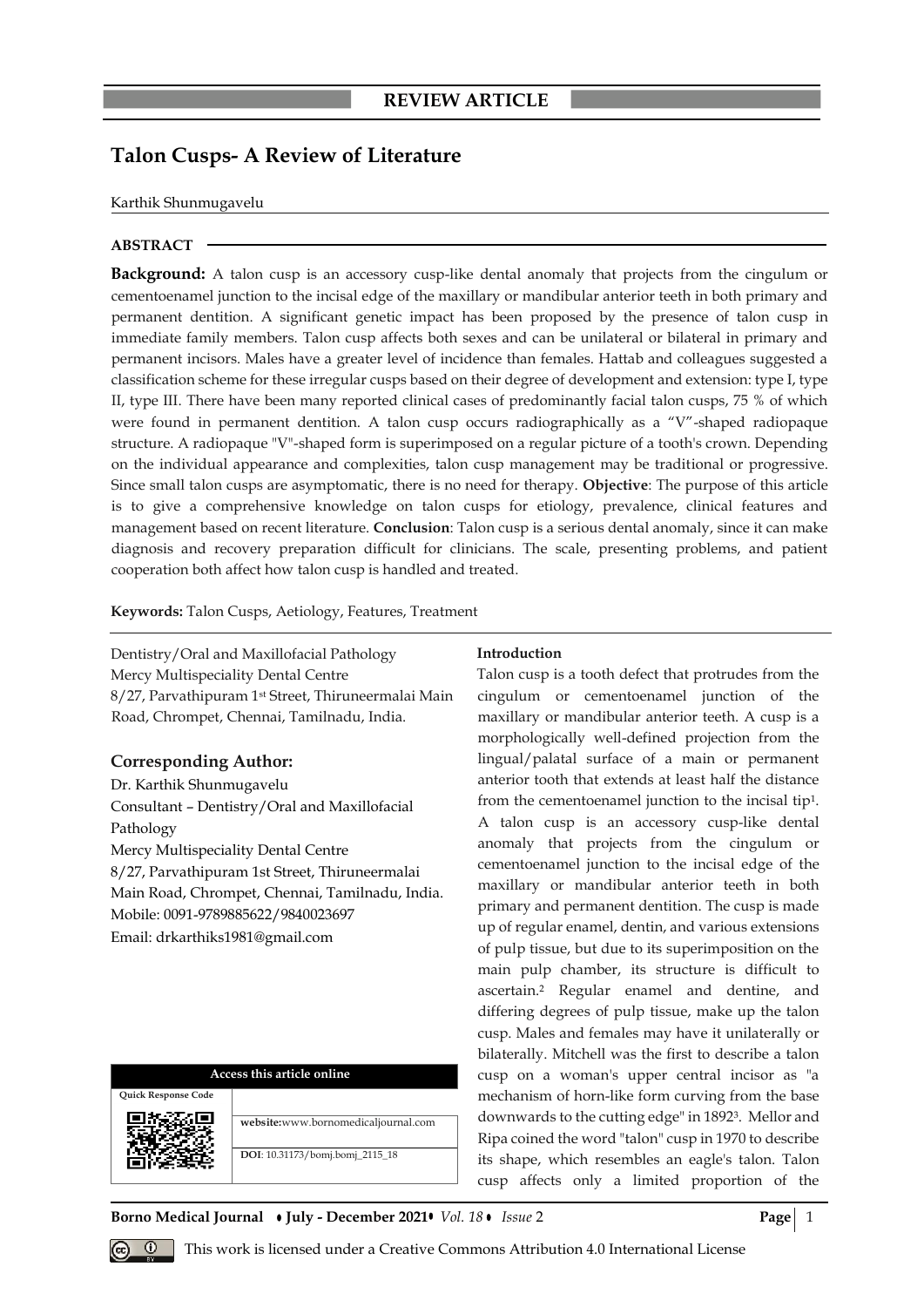REVIEW ARTICLE

# Talon Cusps- A Review of Literature

Karthik Shunmugavelu

## ABSTRACT

**Background:** A talon cusp is an accessory cusp-like dental anomaly that projects from the cingulum or cementoenamel junction to the incisal edge of the maxillary or mandibular anterior teeth in both primary and permanent dentition. A significant genetic impact has been proposed by the presence of talon cusp in immediate family members. Talon cusp affects both sexes and can be unilateral or bilateral in primary and permanent incisors. Males have a greater level of incidence than females. Hattab and colleagues suggested a classification scheme for these irregular cusps based on their degree of development and extension: type I, type II, type III. There have been many reported clinical cases of predominantly facial talon cusps, 75 % of which were found in permanent dentition. A talon cusp occurs radiographically as a "V"-shaped radiopaque structure. A radiopaque "V"-shaped form is superimposed on a regular picture of a tooth's crown. Depending on the individual appearance and complexities, talon cusp management may be traditional or progressive. Since small talon cusps are asymptomatic, there is no need for therapy. **Objective**: The purpose of this article is to give a comprehensive knowledge on talon cusps for etiology, prevalence, clinical features and management based on recent literature. **Conclusion**: Talon cusp is a serious dental anomaly, since it can make diagnosis and recovery preparation difficult for clinicians. The scale, presenting problems, and patient cooperation both affect how talon cusp is handled and treated.

**Keywords:** Talon Cusps, Aetiology, Features, Treatment

Dentistry/Oral and Maxillofacial Pathology
Mercy Multispeciality Dental Centre
8/27, Parvathipuram 1st Street, Thiruneermalai Main Road, Chrompet, Chennai, Tamilnadu, India.

### Corresponding Author:

Dr. Karthik Shunmugavelu
Consultant – Dentistry/Oral and Maxillofacial Pathology
Mercy Multispeciality Dental Centre
8/27, Parvathipuram 1st Street, Thiruneermalai Main Road, Chrompet, Chennai, Tamilnadu, India.
Mobile: 0091-9789885622/9840023697
Email: drkarthiks1981@gmail.com

| Access this article online | |
|---|---|
| Quick Response Code | website:www.bornomedicaljournal.com |
| | DOI: 10.31173/bomj.bomj_2115_18 |

## Introduction

Talon cusp is a tooth defect that protrudes from the cingulum or cementoenamel junction of the maxillary or mandibular anterior teeth. A cusp is a morphologically well-defined projection from the lingual/palatal surface of a main or permanent anterior tooth that extends at least half the distance from the cementoenamel junction to the incisal tip[1]. A talon cusp is an accessory cusp-like dental anomaly that projects from the cingulum or cementoenamel junction to the incisal edge of the maxillary or mandibular anterior teeth in both primary and permanent dentition. The cusp is made up of regular enamel, dentin, and various extensions of pulp tissue, but due to its superimposition on the main pulp chamber, its structure is difficult to ascertain.[2] Regular enamel and dentine, and differing degrees of pulp tissue, make up the talon cusp. Males and females may have it unilaterally or bilaterally. Mitchell was the first to describe a talon cusp on a woman's upper central incisor as "a mechanism of horn-like form curving from the base downwards to the cutting edge" in 1892[3]. Mellor and Ripa coined the word "talon" cusp in 1970 to describe its shape, which resembles an eagle's talon. Talon cusp affects only a limited proportion of the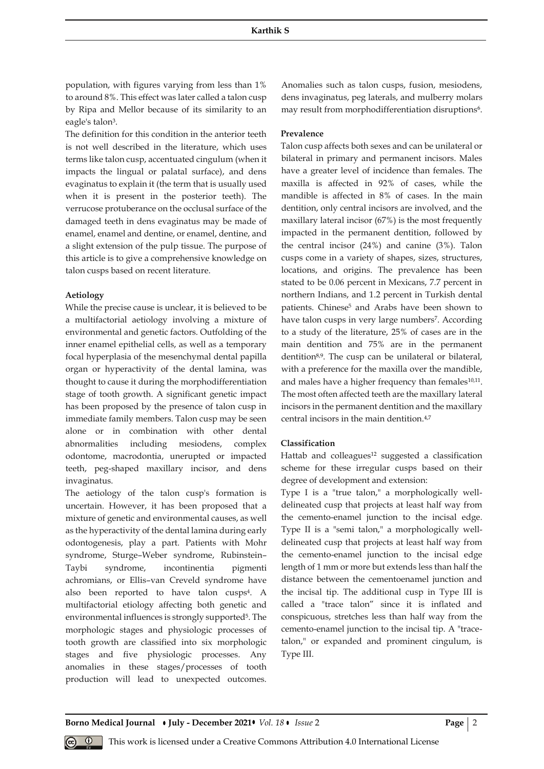population, with figures varying from less than 1% to around 8%. This effect was later called a talon cusp by Ripa and Mellor because of its similarity to an eagle's talon[3].

The definition for this condition in the anterior teeth is not well described in the literature, which uses terms like talon cusp, accentuated cingulum (when it impacts the lingual or palatal surface), and dens evaginatus to explain it (the term that is usually used when it is present in the posterior teeth). The verrucose protuberance on the occlusal surface of the damaged teeth in dens evaginatus may be made of enamel, enamel and dentine, or enamel, dentine, and a slight extension of the pulp tissue. The purpose of this article is to give a comprehensive knowledge on talon cusps based on recent literature.

**Aetiology**

While the precise cause is unclear, it is believed to be a multifactorial aetiology involving a mixture of environmental and genetic factors. Outfolding of the inner enamel epithelial cells, as well as a temporary focal hyperplasia of the mesenchymal dental papilla organ or hyperactivity of the dental lamina, was thought to cause it during the morphodifferentiation stage of tooth growth. A significant genetic impact has been proposed by the presence of talon cusp in immediate family members. Talon cusp may be seen alone or in combination with other dental abnormalities including mesiodens, complex odontome, macrodontia, unerupted or impacted teeth, peg-shaped maxillary incisor, and dens invaginatus.

The aetiology of the talon cusp's formation is uncertain. However, it has been proposed that a mixture of genetic and environmental causes, as well as the hyperactivity of the dental lamina during early odontogenesis, play a part. Patients with Mohr syndrome, Sturge–Weber syndrome, Rubinstein–Taybi syndrome, incontinentia pigmenti achromians, or Ellis–van Creveld syndrome have also been reported to have talon cusps[4]. A multifactorial etiology affecting both genetic and environmental influences is strongly supported[5]. The morphologic stages and physiologic processes of tooth growth are classified into six morphologic stages and five physiologic processes. Any anomalies in these stages/processes of tooth production will lead to unexpected outcomes. Anomalies such as talon cusps, fusion, mesiodens, dens invaginatus, peg laterals, and mulberry molars may result from morphodifferentiation disruptions[6].

**Prevalence**

Talon cusp affects both sexes and can be unilateral or bilateral in primary and permanent incisors. Males have a greater level of incidence than females. The maxilla is affected in 92% of cases, while the mandible is affected in 8% of cases. In the main dentition, only central incisors are involved, and the maxillary lateral incisor (67%) is the most frequently impacted in the permanent dentition, followed by the central incisor (24%) and canine (3%). Talon cusps come in a variety of shapes, sizes, structures, locations, and origins. The prevalence has been stated to be 0.06 percent in Mexicans, 7.7 percent in northern Indians, and 1.2 percent in Turkish dental patients. Chinese[5] and Arabs have been shown to have talon cusps in very large numbers[7]. According to a study of the literature, 25% of cases are in the main dentition and 75% are in the permanent dentition[8,9]. The cusp can be unilateral or bilateral, with a preference for the maxilla over the mandible, and males have a higher frequency than females[10,11]. The most often affected teeth are the maxillary lateral incisors in the permanent dentition and the maxillary central incisors in the main dentition.[4,7]

**Classification**

Hattab and colleagues[12] suggested a classification scheme for these irregular cusps based on their degree of development and extension:

Type I is a "true talon," a morphologically well-delineated cusp that projects at least half way from the cemento-enamel junction to the incisal edge. Type II is a "semi talon," a morphologically well-delineated cusp that projects at least half way from the cemento-enamel junction to the incisal edge length of 1 mm or more but extends less than half the distance between the cementoenamel junction and the incisal tip. The additional cusp in Type III is called a "trace talon" since it is inflated and conspicuous, stretches less than half way from the cemento-enamel junction to the incisal tip. A "trace-talon," or expanded and prominent cingulum, is Type III.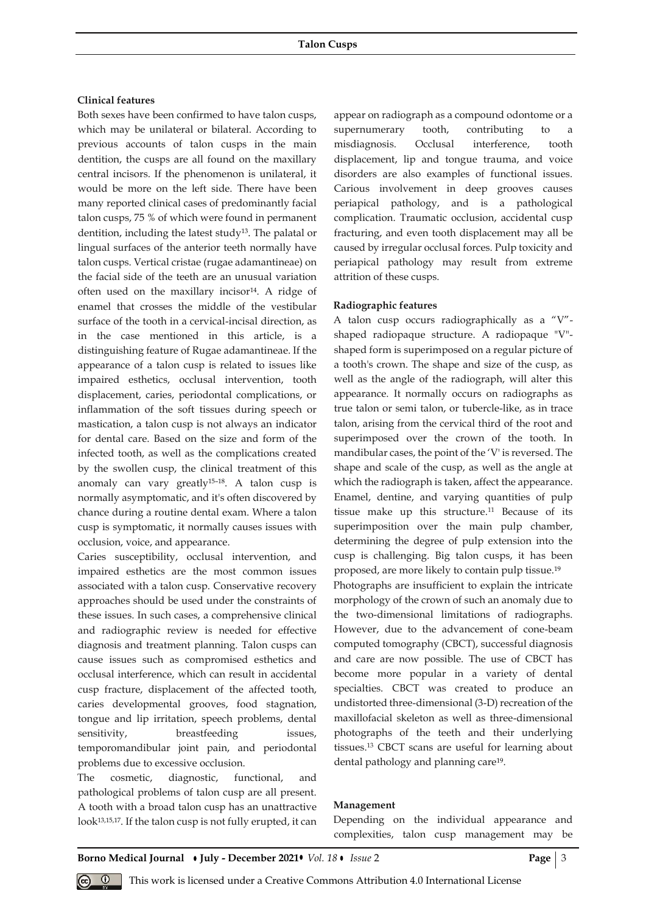### Clinical features

Both sexes have been confirmed to have talon cusps, which may be unilateral or bilateral. According to previous accounts of talon cusps in the main dentition, the cusps are all found on the maxillary central incisors. If the phenomenon is unilateral, it would be more on the left side. There have been many reported clinical cases of predominantly facial talon cusps, 75 % of which were found in permanent dentition, including the latest study[13]. The palatal or lingual surfaces of the anterior teeth normally have talon cusps. Vertical cristae (rugae adamantineae) on the facial side of the teeth are an unusual variation often used on the maxillary incisor[14]. A ridge of enamel that crosses the middle of the vestibular surface of the tooth in a cervical-incisal direction, as in the case mentioned in this article, is a distinguishing feature of Rugae adamantineae. If the appearance of a talon cusp is related to issues like impaired esthetics, occlusal intervention, tooth displacement, caries, periodontal complications, or inflammation of the soft tissues during speech or mastication, a talon cusp is not always an indicator for dental care. Based on the size and form of the infected tooth, as well as the complications created by the swollen cusp, the clinical treatment of this anomaly can vary greatly[15-18]. A talon cusp is normally asymptomatic, and it's often discovered by chance during a routine dental exam. Where a talon cusp is symptomatic, it normally causes issues with occlusion, voice, and appearance.

Caries susceptibility, occlusal intervention, and impaired esthetics are the most common issues associated with a talon cusp. Conservative recovery approaches should be used under the constraints of these issues. In such cases, a comprehensive clinical and radiographic review is needed for effective diagnosis and treatment planning. Talon cusps can cause issues such as compromised esthetics and occlusal interference, which can result in accidental cusp fracture, displacement of the affected tooth, caries developmental grooves, food stagnation, tongue and lip irritation, speech problems, dental sensitivity, breastfeeding issues, temporomandibular joint pain, and periodontal problems due to excessive occlusion.

The cosmetic, diagnostic, functional, and pathological problems of talon cusp are all present. A tooth with a broad talon cusp has an unattractive look[13,15,17]. If the talon cusp is not fully erupted, it can appear on radiograph as a compound odontome or a supernumerary tooth, contributing to a misdiagnosis. Occlusal interference, tooth displacement, lip and tongue trauma, and voice disorders are also examples of functional issues. Carious involvement in deep grooves causes periapical pathology, and is a pathological complication. Traumatic occlusion, accidental cusp fracturing, and even tooth displacement may all be caused by irregular occlusal forces. Pulp toxicity and periapical pathology may result from extreme attrition of these cusps.

### Radiographic features

A talon cusp occurs radiographically as a "V"-shaped radiopaque structure. A radiopaque "V"-shaped form is superimposed on a regular picture of a tooth's crown. The shape and size of the cusp, as well as the angle of the radiograph, will alter this appearance. It normally occurs on radiographs as true talon or semi talon, or tubercle-like, as in trace talon, arising from the cervical third of the root and superimposed over the crown of the tooth. In mandibular cases, the point of the 'V' is reversed. The shape and scale of the cusp, as well as the angle at which the radiograph is taken, affect the appearance. Enamel, dentine, and varying quantities of pulp tissue make up this structure.[11] Because of its superimposition over the main pulp chamber, determining the degree of pulp extension into the cusp is challenging. Big talon cusps, it has been proposed, are more likely to contain pulp tissue.[19]

Photographs are insufficient to explain the intricate morphology of the crown of such an anomaly due to the two-dimensional limitations of radiographs. However, due to the advancement of cone-beam computed tomography (CBCT), successful diagnosis and care are now possible. The use of CBCT has become more popular in a variety of dental specialties. CBCT was created to produce an undistorted three-dimensional (3-D) recreation of the maxillofacial skeleton as well as three-dimensional photographs of the teeth and their underlying tissues.[13] CBCT scans are useful for learning about dental pathology and planning care[19].

### Management

Depending on the individual appearance and complexities, talon cusp management may be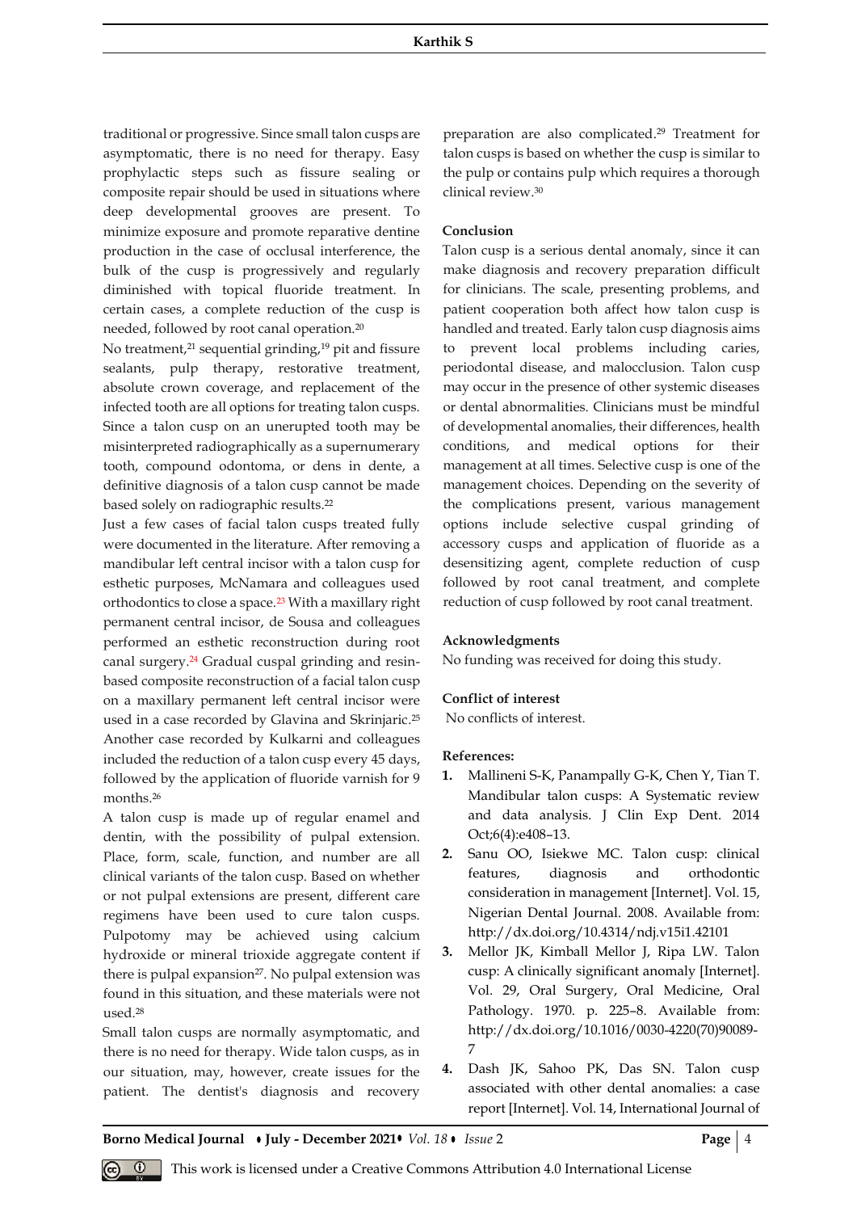traditional or progressive. Since small talon cusps are asymptomatic, there is no need for therapy. Easy prophylactic steps such as fissure sealing or composite repair should be used in situations where deep developmental grooves are present. To minimize exposure and promote reparative dentine production in the case of occlusal interference, the bulk of the cusp is progressively and regularly diminished with topical fluoride treatment. In certain cases, a complete reduction of the cusp is needed, followed by root canal operation.[20]

No treatment,[21] sequential grinding,[19] pit and fissure sealants, pulp therapy, restorative treatment, absolute crown coverage, and replacement of the infected tooth are all options for treating talon cusps. Since a talon cusp on an unerupted tooth may be misinterpreted radiographically as a supernumerary tooth, compound odontoma, or dens in dente, a definitive diagnosis of a talon cusp cannot be made based solely on radiographic results.[22]

Just a few cases of facial talon cusps treated fully were documented in the literature. After removing a mandibular left central incisor with a talon cusp for esthetic purposes, McNamara and colleagues used orthodontics to close a space.[23] With a maxillary right permanent central incisor, de Sousa and colleagues performed an esthetic reconstruction during root canal surgery.[24] Gradual cuspal grinding and resin-based composite reconstruction of a facial talon cusp on a maxillary permanent left central incisor were used in a case recorded by Glavina and Skrinjaric.[25] Another case recorded by Kulkarni and colleagues included the reduction of a talon cusp every 45 days, followed by the application of fluoride varnish for 9 months.[26]

A talon cusp is made up of regular enamel and dentin, with the possibility of pulpal extension. Place, form, scale, function, and number are all clinical variants of the talon cusp. Based on whether or not pulpal extensions are present, different care regimens have been used to cure talon cusps. Pulpotomy may be achieved using calcium hydroxide or mineral trioxide aggregate content if there is pulpal expansion[27]. No pulpal extension was found in this situation, and these materials were not used.[28]

Small talon cusps are normally asymptomatic, and there is no need for therapy. Wide talon cusps, as in our situation, may, however, create issues for the patient. The dentist's diagnosis and recovery preparation are also complicated.[29] Treatment for talon cusps is based on whether the cusp is similar to the pulp or contains pulp which requires a thorough clinical review.[30]

## Conclusion

Talon cusp is a serious dental anomaly, since it can make diagnosis and recovery preparation difficult for clinicians. The scale, presenting problems, and patient cooperation both affect how talon cusp is handled and treated. Early talon cusp diagnosis aims to prevent local problems including caries, periodontal disease, and malocclusion. Talon cusp may occur in the presence of other systemic diseases or dental abnormalities. Clinicians must be mindful of developmental anomalies, their differences, health conditions, and medical options for their management at all times. Selective cusp is one of the management choices. Depending on the severity of the complications present, various management options include selective cuspal grinding of accessory cusps and application of fluoride as a desensitizing agent, complete reduction of cusp followed by root canal treatment, and complete reduction of cusp followed by root canal treatment.

## Acknowledgments

No funding was received for doing this study.

## Conflict of interest

No conflicts of interest.

## References:

1. Mallineni S-K, Panampally G-K, Chen Y, Tian T. Mandibular talon cusps: A Systematic review and data analysis. J Clin Exp Dent. 2014 Oct;6(4):e408–13.
2. Sanu OO, Isiekwe MC. Talon cusp: clinical features, diagnosis and orthodontic consideration in management [Internet]. Vol. 15, Nigerian Dental Journal. 2008. Available from: http://dx.doi.org/10.4314/ndj.v15i1.42101
3. Mellor JK, Kimball Mellor J, Ripa LW. Talon cusp: A clinically significant anomaly [Internet]. Vol. 29, Oral Surgery, Oral Medicine, Oral Pathology. 1970. p. 225–8. Available from: http://dx.doi.org/10.1016/0030-4220(70)90089-7
4. Dash JK, Sahoo PK, Das SN. Talon cusp associated with other dental anomalies: a case report [Internet]. Vol. 14, International Journal of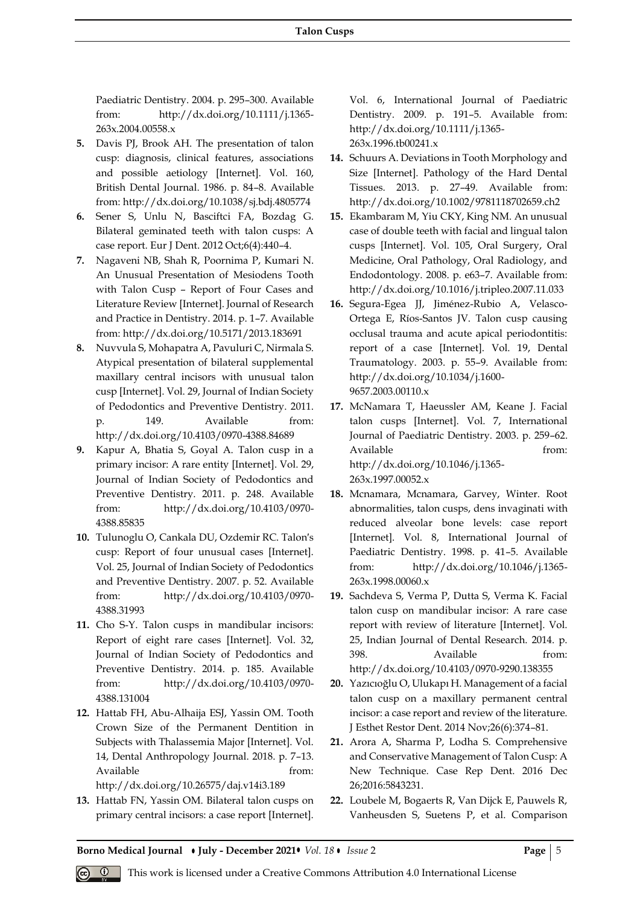Paediatric Dentistry. 2004. p. 295–300. Available from: http://dx.doi.org/10.1111/j.1365-263x.2004.00558.x

5. Davis PJ, Brook AH. The presentation of talon cusp: diagnosis, clinical features, associations and possible aetiology [Internet]. Vol. 160, British Dental Journal. 1986. p. 84–8. Available from: http://dx.doi.org/10.1038/sj.bdj.4805774
6. Sener S, Unlu N, Basciftci FA, Bozdag G. Bilateral geminated teeth with talon cusps: A case report. Eur J Dent. 2012 Oct;6(4):440–4.
7. Nagaveni NB, Shah R, Poornima P, Kumari N. An Unusual Presentation of Mesiodens Tooth with Talon Cusp – Report of Four Cases and Literature Review [Internet]. Journal of Research and Practice in Dentistry. 2014. p. 1–7. Available from: http://dx.doi.org/10.5171/2013.183691
8. Nuvvula S, Mohapatra A, Pavuluri C, Nirmala S. Atypical presentation of bilateral supplemental maxillary central incisors with unusual talon cusp [Internet]. Vol. 29, Journal of Indian Society of Pedodontics and Preventive Dentistry. 2011. p. 149. Available from: http://dx.doi.org/10.4103/0970-4388.84689
9. Kapur A, Bhatia S, Goyal A. Talon cusp in a primary incisor: A rare entity [Internet]. Vol. 29, Journal of Indian Society of Pedodontics and Preventive Dentistry. 2011. p. 248. Available from: http://dx.doi.org/10.4103/0970-4388.85835
10. Tulunoglu O, Cankala DU, Ozdemir RC. Talon's cusp: Report of four unusual cases [Internet]. Vol. 25, Journal of Indian Society of Pedodontics and Preventive Dentistry. 2007. p. 52. Available from: http://dx.doi.org/10.4103/0970-4388.31993
11. Cho S-Y. Talon cusps in mandibular incisors: Report of eight rare cases [Internet]. Vol. 32, Journal of Indian Society of Pedodontics and Preventive Dentistry. 2014. p. 185. Available from: http://dx.doi.org/10.4103/0970-4388.131004
12. Hattab FH, Abu-Alhaija ESJ, Yassin OM. Tooth Crown Size of the Permanent Dentition in Subjects with Thalassemia Major [Internet]. Vol. 14, Dental Anthropology Journal. 2018. p. 7–13. Available from: http://dx.doi.org/10.26575/daj.v14i3.189
13. Hattab FN, Yassin OM. Bilateral talon cusps on primary central incisors: a case report [Internet]. Vol. 6, International Journal of Paediatric Dentistry. 2009. p. 191–5. Available from: http://dx.doi.org/10.1111/j.1365-263x.1996.tb00241.x
14. Schuurs A. Deviations in Tooth Morphology and Size [Internet]. Pathology of the Hard Dental Tissues. 2013. p. 27–49. Available from: http://dx.doi.org/10.1002/9781118702659.ch2
15. Ekambaram M, Yiu CKY, King NM. An unusual case of double teeth with facial and lingual talon cusps [Internet]. Vol. 105, Oral Surgery, Oral Medicine, Oral Pathology, Oral Radiology, and Endodontology. 2008. p. e63–7. Available from: http://dx.doi.org/10.1016/j.tripleo.2007.11.033
16. Segura-Egea JJ, Jiménez-Rubio A, Velasco-Ortega E, Ríos-Santos JV. Talon cusp causing occlusal trauma and acute apical periodontitis: report of a case [Internet]. Vol. 19, Dental Traumatology. 2003. p. 55–9. Available from: http://dx.doi.org/10.1034/j.1600-9657.2003.00110.x
17. McNamara T, Haeussler AM, Keane J. Facial talon cusps [Internet]. Vol. 7, International Journal of Paediatric Dentistry. 2003. p. 259–62. Available from: http://dx.doi.org/10.1046/j.1365-263x.1997.00052.x
18. Mcnamara, Mcnamara, Garvey, Winter. Root abnormalities, talon cusps, dens invaginati with reduced alveolar bone levels: case report [Internet]. Vol. 8, International Journal of Paediatric Dentistry. 1998. p. 41–5. Available from: http://dx.doi.org/10.1046/j.1365-263x.1998.00060.x
19. Sachdeva S, Verma P, Dutta S, Verma K. Facial talon cusp on mandibular incisor: A rare case report with review of literature [Internet]. Vol. 25, Indian Journal of Dental Research. 2014. p. 398. Available from: http://dx.doi.org/10.4103/0970-9290.138355
20. Yazıcıoğlu O, Ulukapı H. Management of a facial talon cusp on a maxillary permanent central incisor: a case report and review of the literature. J Esthet Restor Dent. 2014 Nov;26(6):374–81.
21. Arora A, Sharma P, Lodha S. Comprehensive and Conservative Management of Talon Cusp: A New Technique. Case Rep Dent. 2016 Dec 26;2016:5843231.
22. Loubele M, Bogaerts R, Van Dijck E, Pauwels R, Vanheusden S, Suetens P, et al. Comparison

This work is licensed under a Creative Commons Attribution 4.0 International License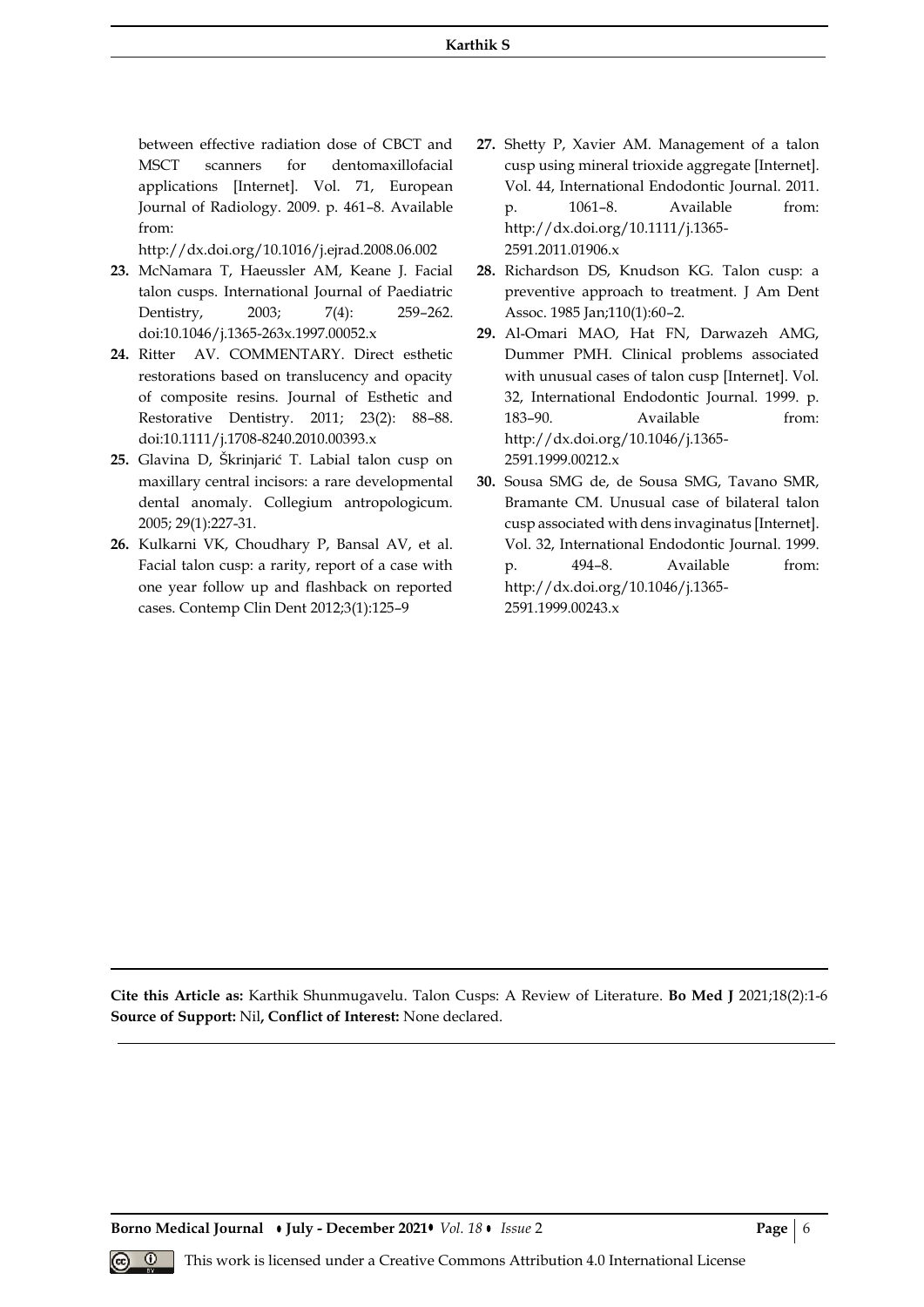between effective radiation dose of CBCT and MSCT scanners for dentomaxillofacial applications [Internet]. Vol. 71, European Journal of Radiology. 2009. p. 461–8. Available from: http://dx.doi.org/10.1016/j.ejrad.2008.06.002

23. McNamara T, Haeussler AM, Keane J. Facial talon cusps. International Journal of Paediatric Dentistry, 2003; 7(4): 259–262. doi:10.1046/j.1365-263x.1997.00052.x
24. Ritter AV. COMMENTARY. Direct esthetic restorations based on translucency and opacity of composite resins. Journal of Esthetic and Restorative Dentistry. 2011; 23(2): 88–88. doi:10.1111/j.1708-8240.2010.00393.x
25. Glavina D, Škrinjarić T. Labial talon cusp on maxillary central incisors: a rare developmental dental anomaly. Collegium antropologicum. 2005; 29(1):227-31.
26. Kulkarni VK, Choudhary P, Bansal AV, et al. Facial talon cusp: a rarity, report of a case with one year follow up and flashback on reported cases. Contemp Clin Dent 2012;3(1):125–9
27. Shetty P, Xavier AM. Management of a talon cusp using mineral trioxide aggregate [Internet]. Vol. 44, International Endodontic Journal. 2011. p. 1061–8. Available from: http://dx.doi.org/10.1111/j.1365-2591.2011.01906.x
28. Richardson DS, Knudson KG. Talon cusp: a preventive approach to treatment. J Am Dent Assoc. 1985 Jan;110(1):60–2.
29. Al-Omari MAO, Hat FN, Darwazeh AMG, Dummer PMH. Clinical problems associated with unusual cases of talon cusp [Internet]. Vol. 32, International Endodontic Journal. 1999. p. 183–90. Available from: http://dx.doi.org/10.1046/j.1365-2591.1999.00212.x
30. Sousa SMG de, de Sousa SMG, Tavano SMR, Bramante CM. Unusual case of bilateral talon cusp associated with dens invaginatus [Internet]. Vol. 32, International Endodontic Journal. 1999. p. 494–8. Available from: http://dx.doi.org/10.1046/j.1365-2591.1999.00243.x

---

**Cite this Article as:** Karthik Shunmugavelu. Talon Cusps: A Review of Literature. **Bo Med J** 2021;18(2):1-6
**Source of Support:** Nil**, Conflict of Interest:** None declared.

This work is licensed under a Creative Commons Attribution 4.0 International License